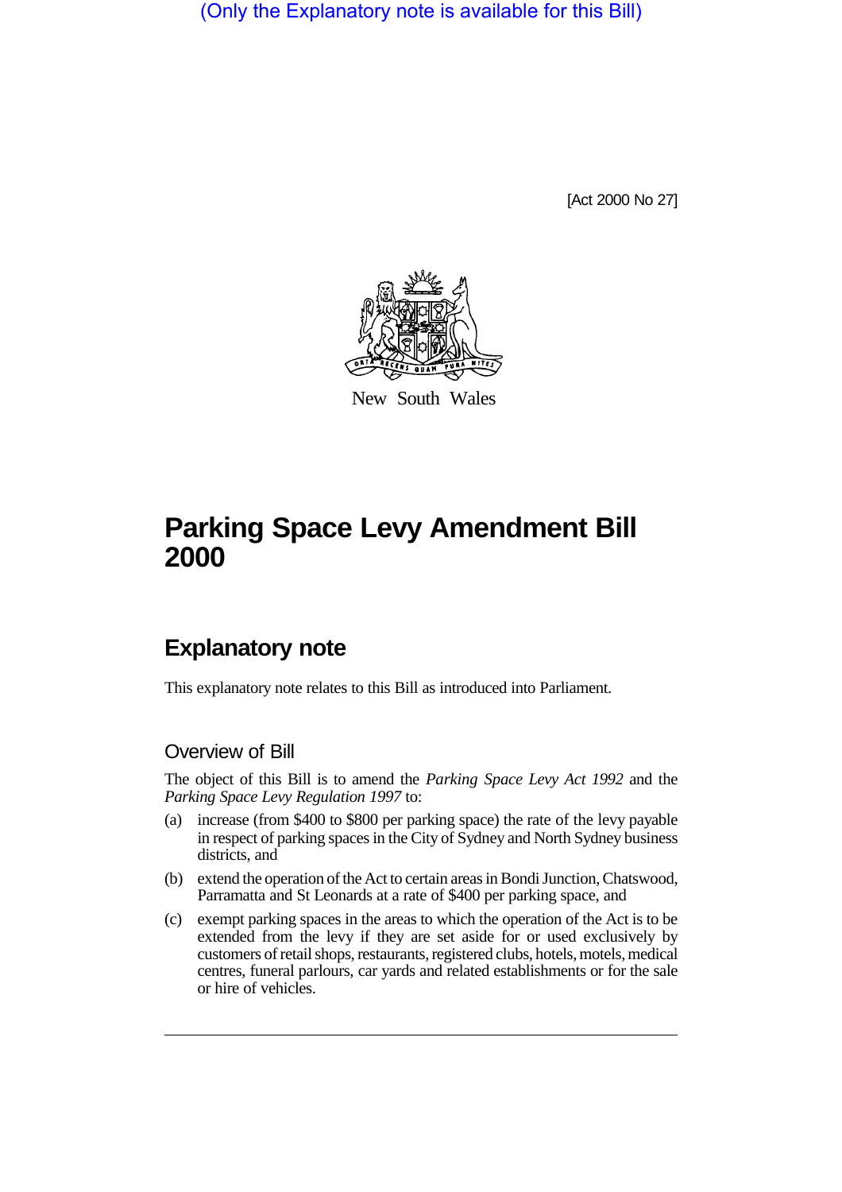(Only the Explanatory note is available for this Bill)

[Act 2000 No 27]

New South Wales

# Parking Space Levy Amendment Bill 2000

## Explanatory note

This explanatory note relates to this Bill as introduced into Parliament.

### Overview of Bill

The object of this Bill is to amend the *Parking Space Levy Act 1992* and the *Parking Space Levy Regulation 1997* to:

(a) increase (from $400 to $800 per parking space) the rate of the levy payable in respect of parking spaces in the City of Sydney and North Sydney business districts, and

(b) extend the operation of the Act to certain areas in Bondi Junction, Chatswood, Parramatta and St Leonards at a rate of $400 per parking space, and

(c) exempt parking spaces in the areas to which the operation of the Act is to be extended from the levy if they are set aside for or used exclusively by customers of retail shops, restaurants, registered clubs, hotels, motels, medical centres, funeral parlours, car yards and related establishments or for the sale or hire of vehicles.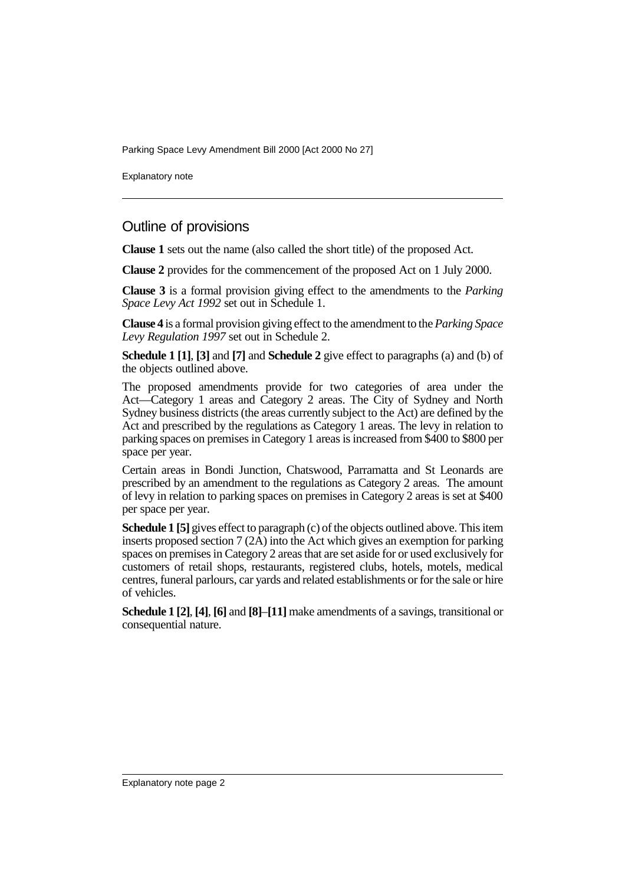## Outline of provisions

**Clause 1** sets out the name (also called the short title) of the proposed Act.

**Clause 2** provides for the commencement of the proposed Act on 1 July 2000.

**Clause 3** is a formal provision giving effect to the amendments to the *Parking Space Levy Act 1992* set out in Schedule 1.

**Clause 4** is a formal provision giving effect to the amendment to the *Parking Space Levy Regulation 1997* set out in Schedule 2.

**Schedule 1 [1]**, **[3]** and **[7]** and **Schedule 2** give effect to paragraphs (a) and (b) of the objects outlined above.

The proposed amendments provide for two categories of area under the Act—Category 1 areas and Category 2 areas. The City of Sydney and North Sydney business districts (the areas currently subject to the Act) are defined by the Act and prescribed by the regulations as Category 1 areas. The levy in relation to parking spaces on premises in Category 1 areas is increased from $400 to $800 per space per year.

Certain areas in Bondi Junction, Chatswood, Parramatta and St Leonards are prescribed by an amendment to the regulations as Category 2 areas. The amount of levy in relation to parking spaces on premises in Category 2 areas is set at $400 per space per year.

**Schedule 1 [5]** gives effect to paragraph (c) of the objects outlined above. This item inserts proposed section 7 (2A) into the Act which gives an exemption for parking spaces on premises in Category 2 areas that are set aside for or used exclusively for customers of retail shops, restaurants, registered clubs, hotels, motels, medical centres, funeral parlours, car yards and related establishments or for the sale or hire of vehicles.

**Schedule 1 [2]**, **[4]**, **[6]** and **[8]**–**[11]** make amendments of a savings, transitional or consequential nature.